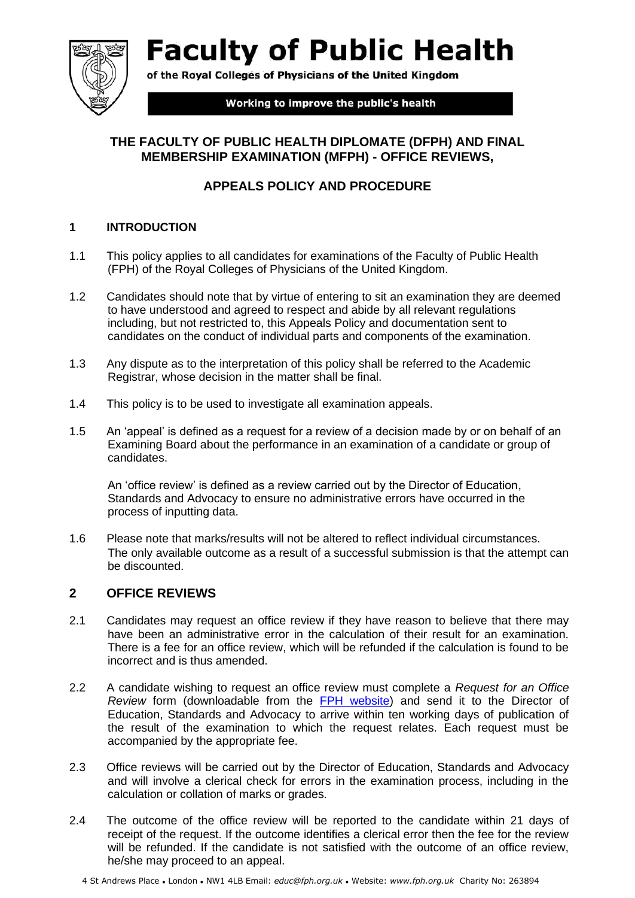# Faculty of Public Health

of the Royal Colleges of Physicians of the United Kingdom

Working to improve the public's health

## THE FACULTY OF PUBLIC HEALTH DIPLOMATE (DFPH) AND FINAL MEMBERSHIP EXAMINATION (MFPH) - OFFICE REVIEWS,

## APPEALS POLICY AND PROCEDURE

### 1 INTRODUCTION

1.1 This policy applies to all candidates for examinations of the Faculty of Public Health (FPH) of the Royal Colleges of Physicians of the United Kingdom.

1.2 Candidates should note that by virtue of entering to sit an examination they are deemed to have understood and agreed to respect and abide by all relevant regulations including, but not restricted to, this Appeals Policy and documentation sent to candidates on the conduct of individual parts and components of the examination.

1.3 Any dispute as to the interpretation of this policy shall be referred to the Academic Registrar, whose decision in the matter shall be final.

1.4 This policy is to be used to investigate all examination appeals.

1.5 An 'appeal' is defined as a request for a review of a decision made by or on behalf of an Examining Board about the performance in an examination of a candidate or group of candidates.

An 'office review' is defined as a review carried out by the Director of Education, Standards and Advocacy to ensure no administrative errors have occurred in the process of inputting data.

1.6 Please note that marks/results will not be altered to reflect individual circumstances. The only available outcome as a result of a successful submission is that the attempt can be discounted.

### 2 OFFICE REVIEWS

2.1 Candidates may request an office review if they have reason to believe that there may have been an administrative error in the calculation of their result for an examination. There is a fee for an office review, which will be refunded if the calculation is found to be incorrect and is thus amended.

2.2 A candidate wishing to request an office review must complete a *Request for an Office Review* form (downloadable from the FPH website) and send it to the Director of Education, Standards and Advocacy to arrive within ten working days of publication of the result of the examination to which the request relates. Each request must be accompanied by the appropriate fee.

2.3 Office reviews will be carried out by the Director of Education, Standards and Advocacy and will involve a clerical check for errors in the examination process, including in the calculation or collation of marks or grades.

2.4 The outcome of the office review will be reported to the candidate within 21 days of receipt of the request. If the outcome identifies a clerical error then the fee for the review will be refunded. If the candidate is not satisfied with the outcome of an office review, he/she may proceed to an appeal.

4 St Andrews Place • London • NW1 4LB Email: *educ@fph.org.uk* • Website: *www.fph.org.uk* Charity No: 263894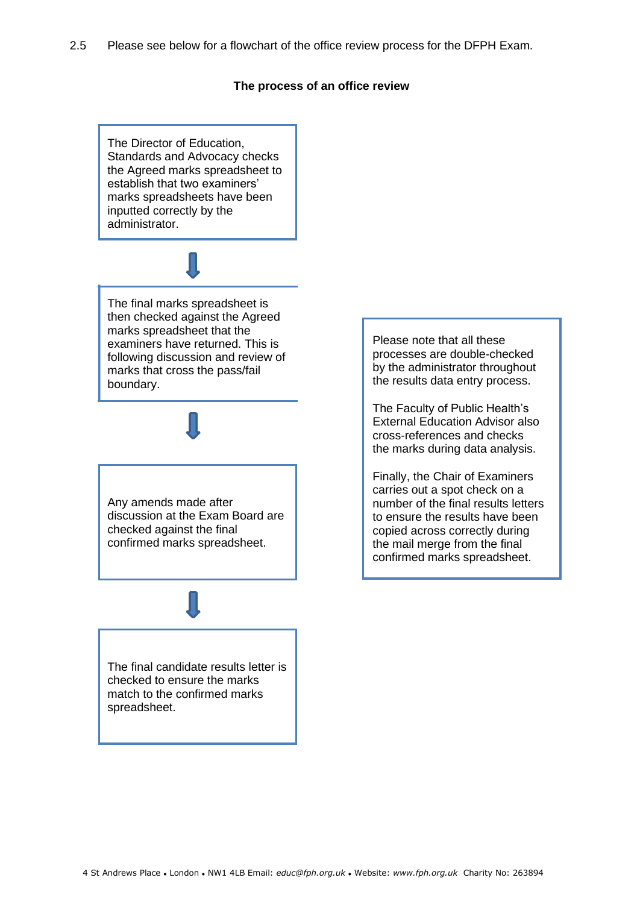2.5 Please see below for a flowchart of the office review process for the DFPH Exam.

**The process of an office review**

The Director of Education, Standards and Advocacy checks the Agreed marks spreadsheet to establish that two examiners' marks spreadsheets have been inputted correctly by the administrator.

↓

The final marks spreadsheet is then checked against the Agreed marks spreadsheet that the examiners have returned. This is following discussion and review of marks that cross the pass/fail boundary.

↓

Any amends made after discussion at the Exam Board are checked against the final confirmed marks spreadsheet.

↓

The final candidate results letter is checked to ensure the marks match to the confirmed marks spreadsheet.

Please note that all these processes are double-checked by the administrator throughout the results data entry process.

The Faculty of Public Health's External Education Advisor also cross-references and checks the marks during data analysis.

Finally, the Chair of Examiners carries out a spot check on a number of the final results letters to ensure the results have been copied across correctly during the mail merge from the final confirmed marks spreadsheet.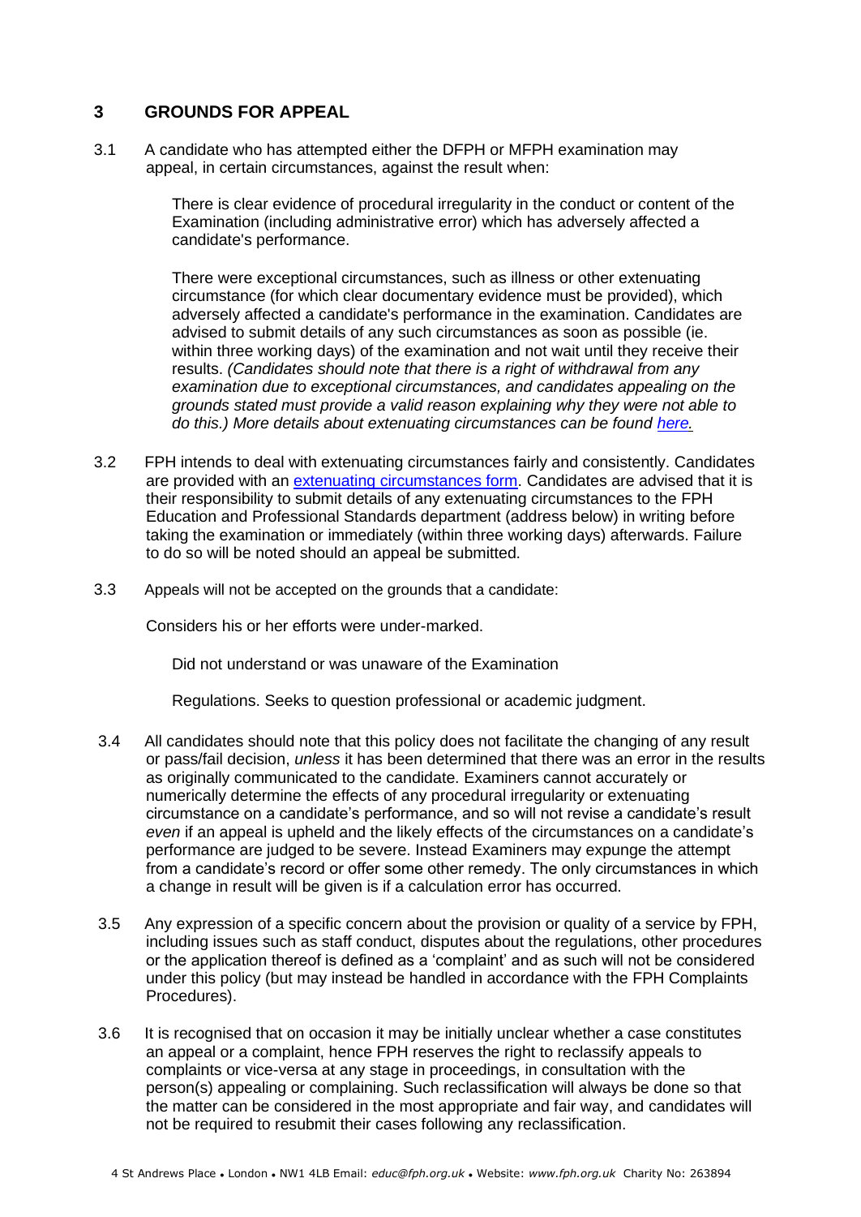## 3 GROUNDS FOR APPEAL

3.1 A candidate who has attempted either the DFPH or MFPH examination may appeal, in certain circumstances, against the result when:

There is clear evidence of procedural irregularity in the conduct or content of the Examination (including administrative error) which has adversely affected a candidate's performance.

There were exceptional circumstances, such as illness or other extenuating circumstance (for which clear documentary evidence must be provided), which adversely affected a candidate's performance in the examination. Candidates are advised to submit details of any such circumstances as soon as possible (ie. within three working days) of the examination and not wait until they receive their results. *(Candidates should note that there is a right of withdrawal from any examination due to exceptional circumstances, and candidates appealing on the grounds stated must provide a valid reason explaining why they were not able to do this.) More details about extenuating circumstances can be found here.*

3.2 FPH intends to deal with extenuating circumstances fairly and consistently. Candidates are provided with an extenuating circumstances form. Candidates are advised that it is their responsibility to submit details of any extenuating circumstances to the FPH Education and Professional Standards department (address below) in writing before taking the examination or immediately (within three working days) afterwards. Failure to do so will be noted should an appeal be submitted.

3.3 Appeals will not be accepted on the grounds that a candidate:

Considers his or her efforts were under-marked.

Did not understand or was unaware of the Examination

Regulations. Seeks to question professional or academic judgment.

3.4 All candidates should note that this policy does not facilitate the changing of any result or pass/fail decision, *unless* it has been determined that there was an error in the results as originally communicated to the candidate. Examiners cannot accurately or numerically determine the effects of any procedural irregularity or extenuating circumstance on a candidate's performance, and so will not revise a candidate's result *even* if an appeal is upheld and the likely effects of the circumstances on a candidate's performance are judged to be severe. Instead Examiners may expunge the attempt from a candidate's record or offer some other remedy. The only circumstances in which a change in result will be given is if a calculation error has occurred.

3.5 Any expression of a specific concern about the provision or quality of a service by FPH, including issues such as staff conduct, disputes about the regulations, other procedures or the application thereof is defined as a 'complaint' and as such will not be considered under this policy (but may instead be handled in accordance with the FPH Complaints Procedures).

3.6 It is recognised that on occasion it may be initially unclear whether a case constitutes an appeal or a complaint, hence FPH reserves the right to reclassify appeals to complaints or vice-versa at any stage in proceedings, in consultation with the person(s) appealing or complaining. Such reclassification will always be done so that the matter can be considered in the most appropriate and fair way, and candidates will not be required to resubmit their cases following any reclassification.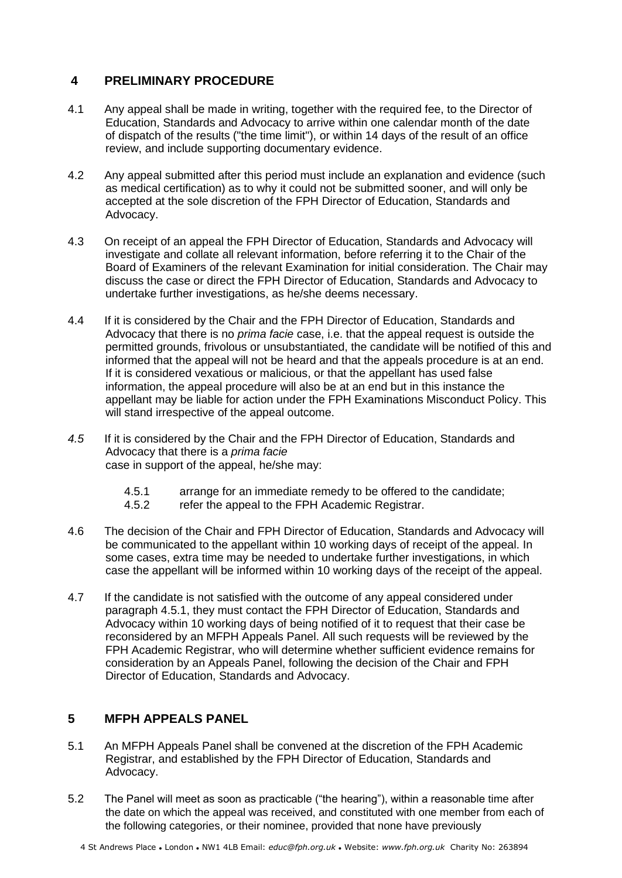## 4 PRELIMINARY PROCEDURE

4.1 Any appeal shall be made in writing, together with the required fee, to the Director of Education, Standards and Advocacy to arrive within one calendar month of the date of dispatch of the results ("the time limit"), or within 14 days of the result of an office review, and include supporting documentary evidence.

4.2 Any appeal submitted after this period must include an explanation and evidence (such as medical certification) as to why it could not be submitted sooner, and will only be accepted at the sole discretion of the FPH Director of Education, Standards and Advocacy.

4.3 On receipt of an appeal the FPH Director of Education, Standards and Advocacy will investigate and collate all relevant information, before referring it to the Chair of the Board of Examiners of the relevant Examination for initial consideration. The Chair may discuss the case or direct the FPH Director of Education, Standards and Advocacy to undertake further investigations, as he/she deems necessary.

4.4 If it is considered by the Chair and the FPH Director of Education, Standards and Advocacy that there is no *prima facie* case, i.e. that the appeal request is outside the permitted grounds, frivolous or unsubstantiated, the candidate will be notified of this and informed that the appeal will not be heard and that the appeals procedure is at an end. If it is considered vexatious or malicious, or that the appellant has used false information, the appeal procedure will also be at an end but in this instance the appellant may be liable for action under the FPH Examinations Misconduct Policy. This will stand irrespective of the appeal outcome.

*4.5* If it is considered by the Chair and the FPH Director of Education, Standards and Advocacy that there is a *prima facie* case in support of the appeal, he/she may:

- 4.5.1 arrange for an immediate remedy to be offered to the candidate;
- 4.5.2 refer the appeal to the FPH Academic Registrar.

4.6 The decision of the Chair and FPH Director of Education, Standards and Advocacy will be communicated to the appellant within 10 working days of receipt of the appeal. In some cases, extra time may be needed to undertake further investigations, in which case the appellant will be informed within 10 working days of the receipt of the appeal.

4.7 If the candidate is not satisfied with the outcome of any appeal considered under paragraph 4.5.1, they must contact the FPH Director of Education, Standards and Advocacy within 10 working days of being notified of it to request that their case be reconsidered by an MFPH Appeals Panel. All such requests will be reviewed by the FPH Academic Registrar, who will determine whether sufficient evidence remains for consideration by an Appeals Panel, following the decision of the Chair and FPH Director of Education, Standards and Advocacy.

## 5 MFPH APPEALS PANEL

5.1 An MFPH Appeals Panel shall be convened at the discretion of the FPH Academic Registrar, and established by the FPH Director of Education, Standards and Advocacy.

5.2 The Panel will meet as soon as practicable ("the hearing"), within a reasonable time after the date on which the appeal was received, and constituted with one member from each of the following categories, or their nominee, provided that none have previously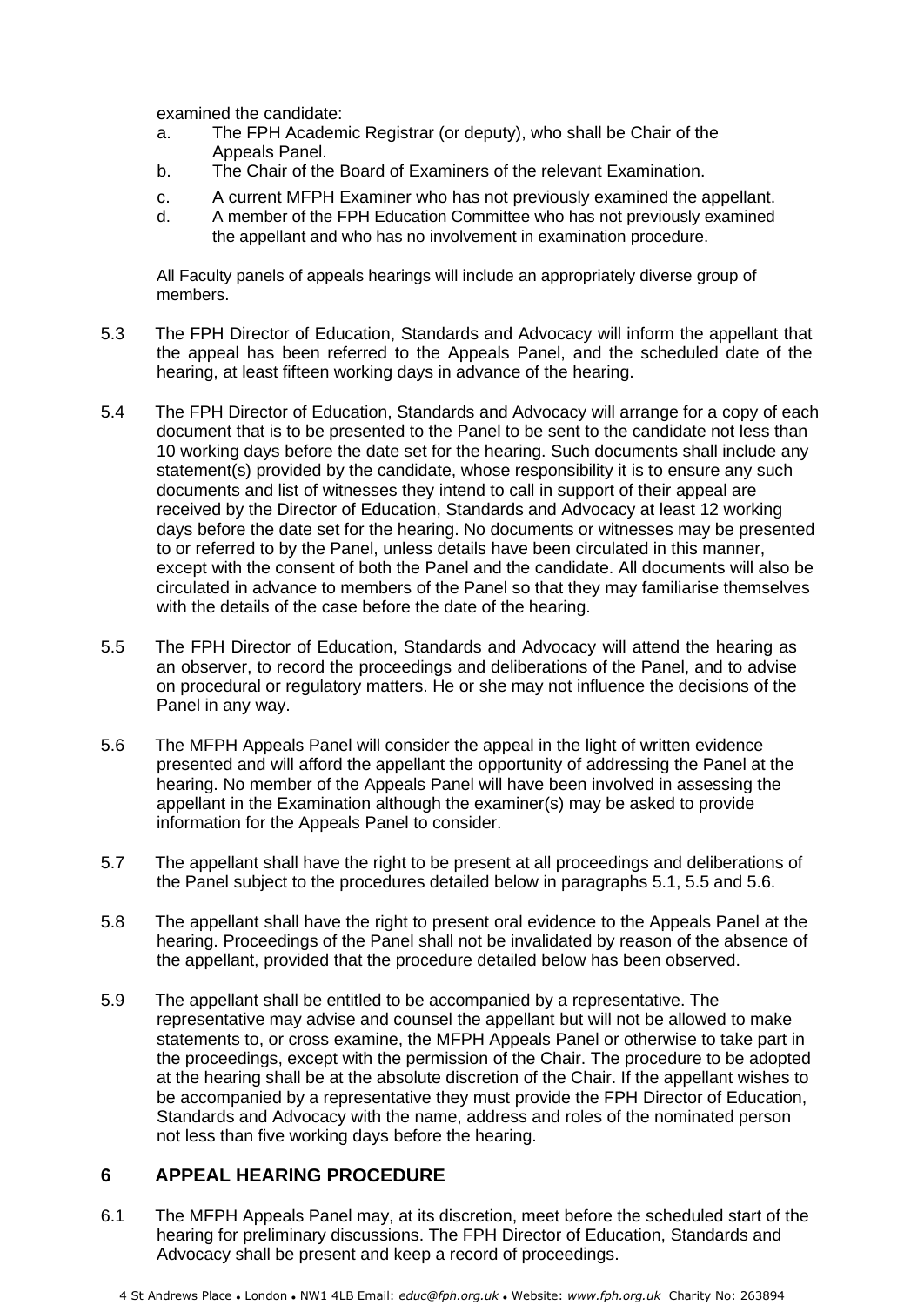examined the candidate:

a. The FPH Academic Registrar (or deputy), who shall be Chair of the Appeals Panel.
b. The Chair of the Board of Examiners of the relevant Examination.
c. A current MFPH Examiner who has not previously examined the appellant.
d. A member of the FPH Education Committee who has not previously examined the appellant and who has no involvement in examination procedure.

All Faculty panels of appeals hearings will include an appropriately diverse group of members.

5.3 The FPH Director of Education, Standards and Advocacy will inform the appellant that the appeal has been referred to the Appeals Panel, and the scheduled date of the hearing, at least fifteen working days in advance of the hearing.

5.4 The FPH Director of Education, Standards and Advocacy will arrange for a copy of each document that is to be presented to the Panel to be sent to the candidate not less than 10 working days before the date set for the hearing. Such documents shall include any statement(s) provided by the candidate, whose responsibility it is to ensure any such documents and list of witnesses they intend to call in support of their appeal are received by the Director of Education, Standards and Advocacy at least 12 working days before the date set for the hearing. No documents or witnesses may be presented to or referred to by the Panel, unless details have been circulated in this manner, except with the consent of both the Panel and the candidate. All documents will also be circulated in advance to members of the Panel so that they may familiarise themselves with the details of the case before the date of the hearing.

5.5 The FPH Director of Education, Standards and Advocacy will attend the hearing as an observer, to record the proceedings and deliberations of the Panel, and to advise on procedural or regulatory matters. He or she may not influence the decisions of the Panel in any way.

5.6 The MFPH Appeals Panel will consider the appeal in the light of written evidence presented and will afford the appellant the opportunity of addressing the Panel at the hearing. No member of the Appeals Panel will have been involved in assessing the appellant in the Examination although the examiner(s) may be asked to provide information for the Appeals Panel to consider.

5.7 The appellant shall have the right to be present at all proceedings and deliberations of the Panel subject to the procedures detailed below in paragraphs 5.1, 5.5 and 5.6.

5.8 The appellant shall have the right to present oral evidence to the Appeals Panel at the hearing. Proceedings of the Panel shall not be invalidated by reason of the absence of the appellant, provided that the procedure detailed below has been observed.

5.9 The appellant shall be entitled to be accompanied by a representative. The representative may advise and counsel the appellant but will not be allowed to make statements to, or cross examine, the MFPH Appeals Panel or otherwise to take part in the proceedings, except with the permission of the Chair. The procedure to be adopted at the hearing shall be at the absolute discretion of the Chair. If the appellant wishes to be accompanied by a representative they must provide the FPH Director of Education, Standards and Advocacy with the name, address and roles of the nominated person not less than five working days before the hearing.

## 6 APPEAL HEARING PROCEDURE

6.1 The MFPH Appeals Panel may, at its discretion, meet before the scheduled start of the hearing for preliminary discussions. The FPH Director of Education, Standards and Advocacy shall be present and keep a record of proceedings.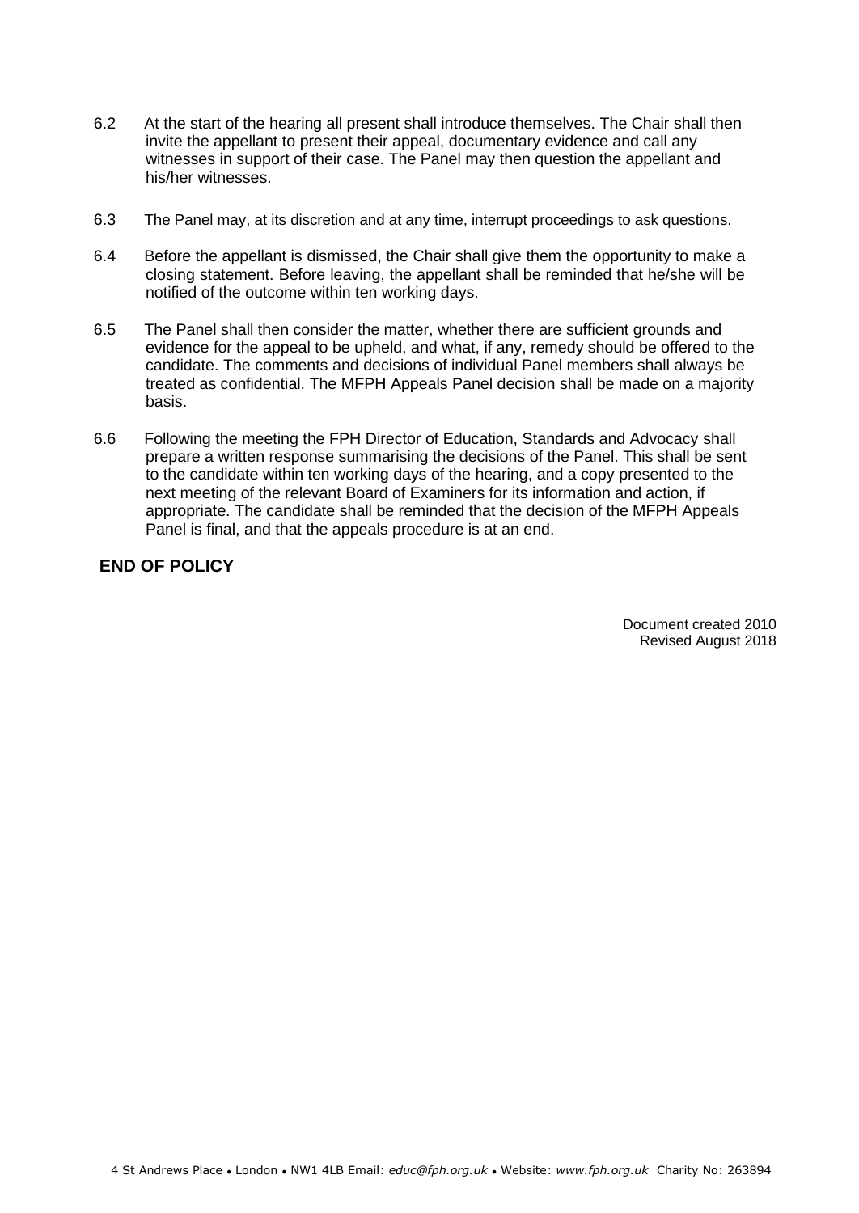6.2 At the start of the hearing all present shall introduce themselves. The Chair shall then invite the appellant to present their appeal, documentary evidence and call any witnesses in support of their case. The Panel may then question the appellant and his/her witnesses.

6.3 The Panel may, at its discretion and at any time, interrupt proceedings to ask questions.

6.4 Before the appellant is dismissed, the Chair shall give them the opportunity to make a closing statement. Before leaving, the appellant shall be reminded that he/she will be notified of the outcome within ten working days.

6.5 The Panel shall then consider the matter, whether there are sufficient grounds and evidence for the appeal to be upheld, and what, if any, remedy should be offered to the candidate. The comments and decisions of individual Panel members shall always be treated as confidential. The MFPH Appeals Panel decision shall be made on a majority basis.

6.6 Following the meeting the FPH Director of Education, Standards and Advocacy shall prepare a written response summarising the decisions of the Panel. This shall be sent to the candidate within ten working days of the hearing, and a copy presented to the next meeting of the relevant Board of Examiners for its information and action, if appropriate. The candidate shall be reminded that the decision of the MFPH Appeals Panel is final, and that the appeals procedure is at an end.

**END OF POLICY**

Document created 2010
Revised August 2018